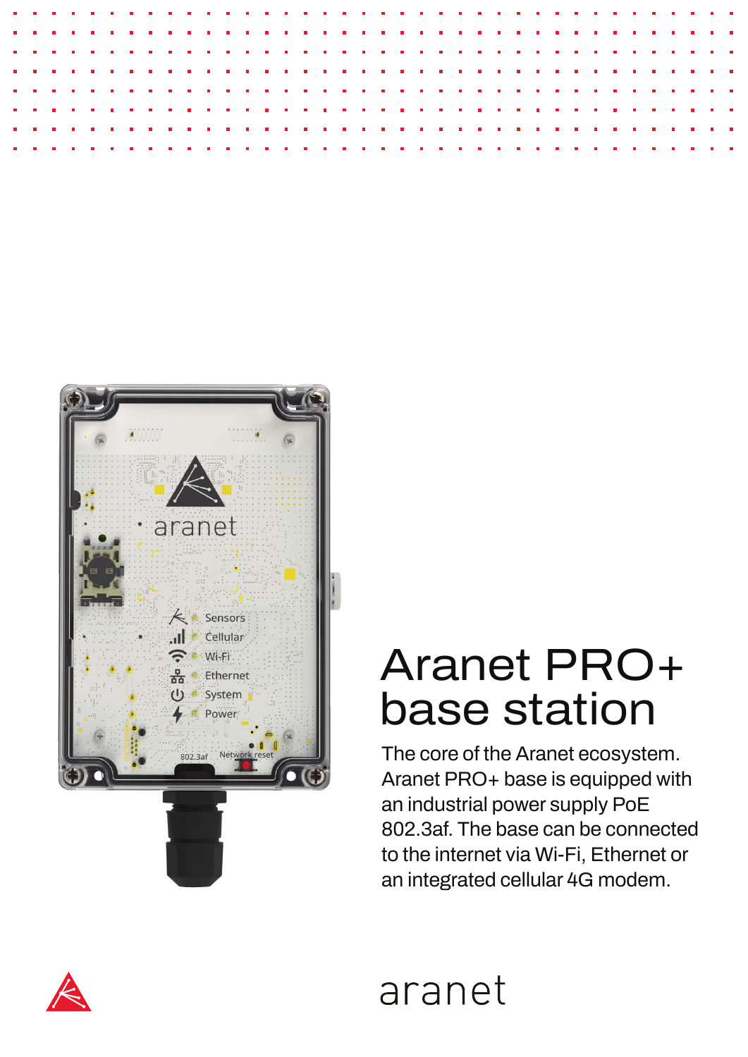# Aranet PRO+ base station

The core of the Aranet ecosystem. Aranet PRO+ base is equipped with an industrial power supply PoE 802.3af. The base can be connected to the internet via Wi-Fi, Ethernet or an integrated cellular 4G modem.

aranet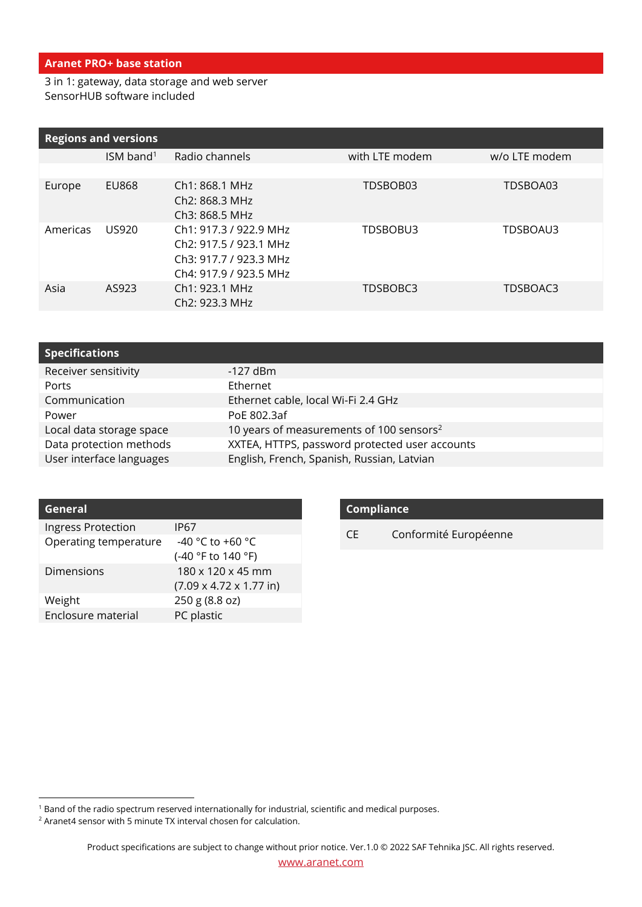## Aranet PRO+ base station

3 in 1: gateway, data storage and web server
SensorHUB software included

### Regions and versions

| | ISM band[1] | Radio channels | with LTE modem | w/o LTE modem |
|---|---|---|---|---|
| Europe | EU868 | Ch1: 868.1 MHz<br>Ch2: 868.3 MHz<br>Ch3: 868.5 MHz | TDSBOB03 | TDSBOA03 |
| Americas | US920 | Ch1: 917.3 / 922.9 MHz<br>Ch2: 917.5 / 923.1 MHz<br>Ch3: 917.7 / 923.3 MHz<br>Ch4: 917.9 / 923.5 MHz | TDSBOBU3 | TDSBOAU3 |
| Asia | AS923 | Ch1: 923.1 MHz<br>Ch2: 923.3 MHz | TDSBOBC3 | TDSBOAC3 |

### Specifications

| | |
|---|---|
| Receiver sensitivity | -127 dBm |
| Ports | Ethernet |
| Communication | Ethernet cable, local Wi-Fi 2.4 GHz |
| Power | PoE 802.3af |
| Local data storage space | 10 years of measurements of 100 sensors[2] |
| Data protection methods | XXTEA, HTTPS, password protected user accounts |
| User interface languages | English, French, Spanish, Russian, Latvian |

### General

| | |
|---|---|
| Ingress Protection | IP67 |
| Operating temperature | -40 °C to +60 °C<br>(-40 °F to 140 °F) |
| Dimensions | 180 x 120 x 45 mm<br>(7.09 x 4.72 x 1.77 in) |
| Weight | 250 g (8.8 oz) |
| Enclosure material | PC plastic |

### Compliance

| | |
|---|---|
| CE | Conformité Européenne |

[1] Band of the radio spectrum reserved internationally for industrial, scientific and medical purposes.
[2] Aranet4 sensor with 5 minute TX interval chosen for calculation.

Product specifications are subject to change without prior notice. Ver.1.0 © 2022 SAF Tehnika JSC. All rights reserved.
www.aranet.com